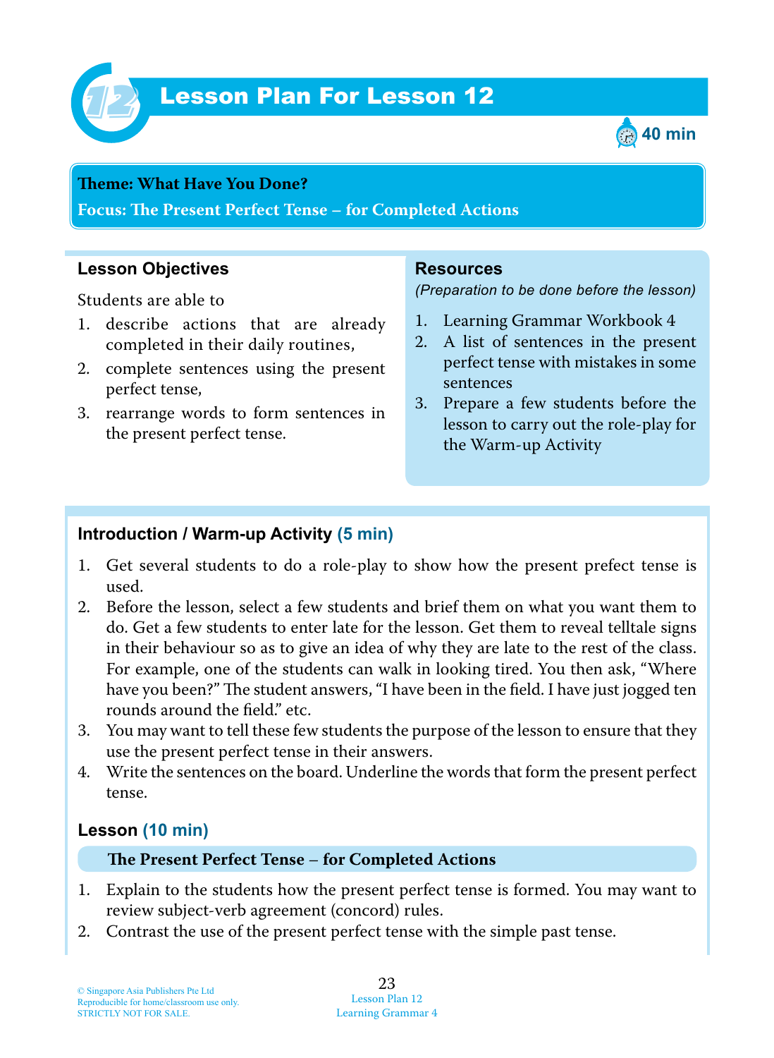# Lesson Plan For Lesson 12

40 min

**Theme: What Have You Done?**

**Focus: The Present Perfect Tense – for Completed Actions**

## Lesson Objectives

Students are able to

1. describe actions that are already completed in their daily routines,
2. complete sentences using the present perfect tense,
3. rearrange words to form sentences in the present perfect tense.

## Resources

*(Preparation to be done before the lesson)*

1. Learning Grammar Workbook 4
2. A list of sentences in the present perfect tense with mistakes in some sentences
3. Prepare a few students before the lesson to carry out the role-play for the Warm-up Activity

## Introduction / Warm-up Activity (5 min)

1. Get several students to do a role-play to show how the present prefect tense is used.
2. Before the lesson, select a few students and brief them on what you want them to do. Get a few students to enter late for the lesson. Get them to reveal telltale signs in their behaviour so as to give an idea of why they are late to the rest of the class. For example, one of the students can walk in looking tired. You then ask, "Where have you been?" The student answers, "I have been in the field. I have just jogged ten rounds around the field." etc.
3. You may want to tell these few students the purpose of the lesson to ensure that they use the present perfect tense in their answers.
4. Write the sentences on the board. Underline the words that form the present perfect tense.

## Lesson (10 min)

### The Present Perfect Tense – for Completed Actions

1. Explain to the students how the present perfect tense is formed. You may want to review subject-verb agreement (concord) rules.
2. Contrast the use of the present perfect tense with the simple past tense.

© Singapore Asia Publishers Pte Ltd
Reproducible for home/classroom use only.
STRICTLY NOT FOR SALE.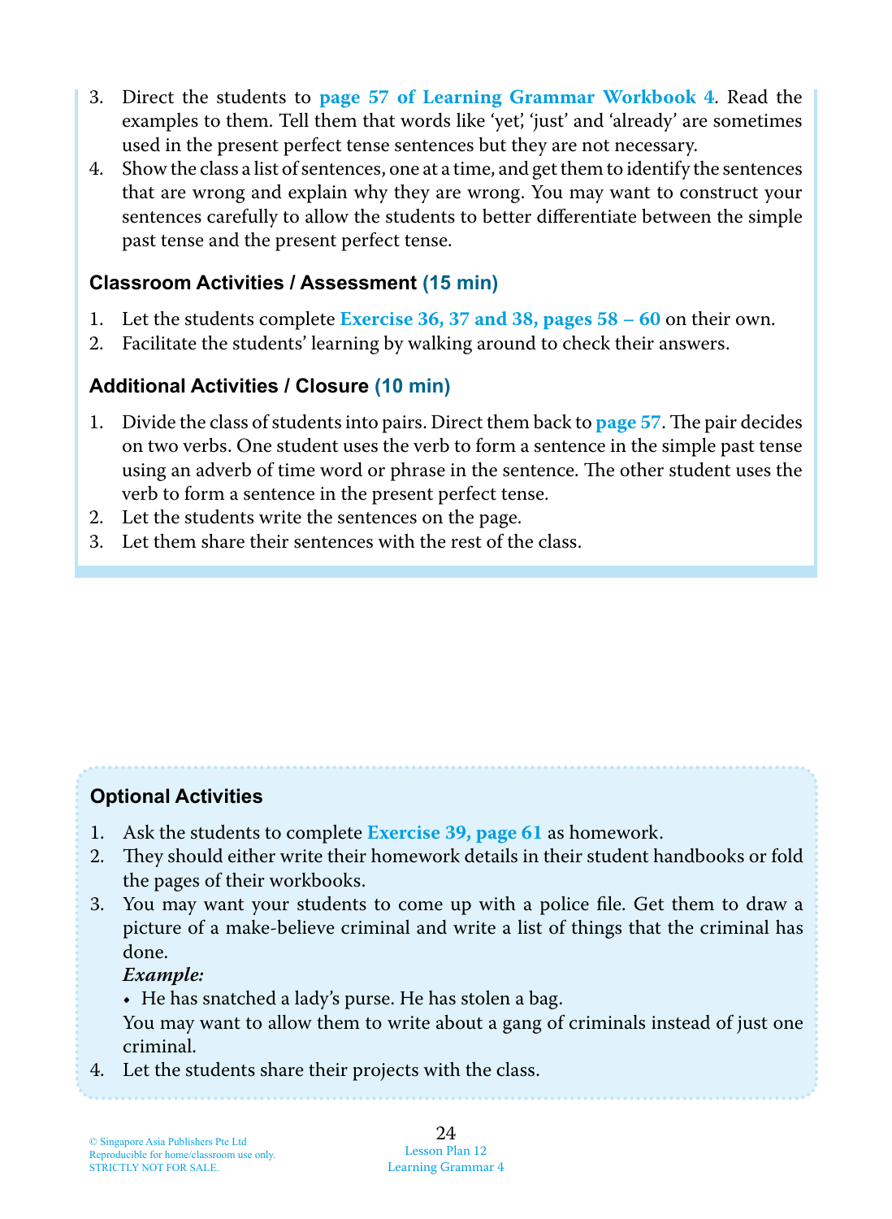3. Direct the students to **page 57 of Learning Grammar Workbook 4**. Read the examples to them. Tell them that words like 'yet', 'just' and 'already' are sometimes used in the present perfect tense sentences but they are not necessary.
4. Show the class a list of sentences, one at a time, and get them to identify the sentences that are wrong and explain why they are wrong. You may want to construct your sentences carefully to allow the students to better differentiate between the simple past tense and the present perfect tense.

### Classroom Activities / Assessment (15 min)

1. Let the students complete **Exercise 36, 37 and 38, pages 58 – 60** on their own.
2. Facilitate the students' learning by walking around to check their answers.

### Additional Activities / Closure (10 min)

1. Divide the class of students into pairs. Direct them back to **page 57**. The pair decides on two verbs. One student uses the verb to form a sentence in the simple past tense using an adverb of time word or phrase in the sentence. The other student uses the verb to form a sentence in the present perfect tense.
2. Let the students write the sentences on the page.
3. Let them share their sentences with the rest of the class.

### Optional Activities

1. Ask the students to complete **Exercise 39, page 61** as homework.
2. They should either write their homework details in their student handbooks or fold the pages of their workbooks.
3. You may want your students to come up with a police file. Get them to draw a picture of a make-believe criminal and write a list of things that the criminal has done.

   ***Example:***
   - He has snatched a lady's purse. He has stolen a bag.

   You may want to allow them to write about a gang of criminals instead of just one criminal.
4. Let the students share their projects with the class.

© Singapore Asia Publishers Pte Ltd
Reproducible for home/classroom use only.
STRICTLY NOT FOR SALE.